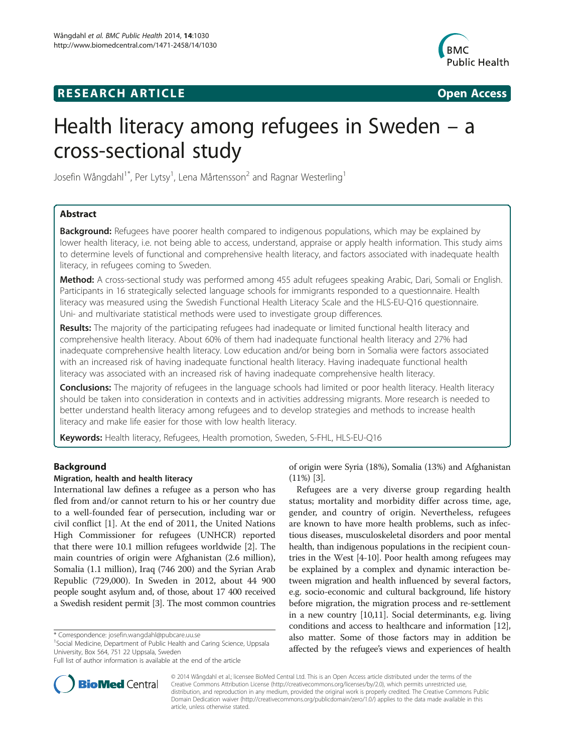**RESEARCH ARTICLE** **Open Access**

# Health literacy among refugees in Sweden – a cross-sectional study

Josefin Wångdahl[1*], Per Lytsy[1], Lena Mårtensson[2] and Ragnar Westerling[1]

## Abstract

**Background:** Refugees have poorer health compared to indigenous populations, which may be explained by lower health literacy, i.e. not being able to access, understand, appraise or apply health information. This study aims to determine levels of functional and comprehensive health literacy, and factors associated with inadequate health literacy, in refugees coming to Sweden.

**Method:** A cross-sectional study was performed among 455 adult refugees speaking Arabic, Dari, Somali or English. Participants in 16 strategically selected language schools for immigrants responded to a questionnaire. Health literacy was measured using the Swedish Functional Health Literacy Scale and the HLS-EU-Q16 questionnaire. Uni- and multivariate statistical methods were used to investigate group differences.

**Results:** The majority of the participating refugees had inadequate or limited functional health literacy and comprehensive health literacy. About 60% of them had inadequate functional health literacy and 27% had inadequate comprehensive health literacy. Low education and/or being born in Somalia were factors associated with an increased risk of having inadequate functional health literacy. Having inadequate functional health literacy was associated with an increased risk of having inadequate comprehensive health literacy.

**Conclusions:** The majority of refugees in the language schools had limited or poor health literacy. Health literacy should be taken into consideration in contexts and in activities addressing migrants. More research is needed to better understand health literacy among refugees and to develop strategies and methods to increase health literacy and make life easier for those with low health literacy.

**Keywords:** Health literacy, Refugees, Health promotion, Sweden, S-FHL, HLS-EU-Q16

## Background

### Migration, health and health literacy

International law defines a refugee as a person who has fled from and/or cannot return to his or her country due to a well-founded fear of persecution, including war or civil conflict [1]. At the end of 2011, the United Nations High Commissioner for refugees (UNHCR) reported that there were 10.1 million refugees worldwide [2]. The main countries of origin were Afghanistan (2.6 million), Somalia (1.1 million), Iraq (746 200) and the Syrian Arab Republic (729,000). In Sweden in 2012, about 44 900 people sought asylum and, of those, about 17 400 received a Swedish resident permit [3]. The most common countries of origin were Syria (18%), Somalia (13%) and Afghanistan (11%) [3].

Refugees are a very diverse group regarding health status; mortality and morbidity differ across time, age, gender, and country of origin. Nevertheless, refugees are known to have more health problems, such as infectious diseases, musculoskeletal disorders and poor mental health, than indigenous populations in the recipient countries in the West [4-10]. Poor health among refugees may be explained by a complex and dynamic interaction between migration and health influenced by several factors, e.g. socio-economic and cultural background, life history before migration, the migration process and re-settlement in a new country [10,11]. Social determinants, e.g. living conditions and access to healthcare and information [12], also matter. Some of those factors may in addition be affected by the refugee's views and experiences of health

\* Correspondence: josefin.wangdahl@pubcare.uu.se

[1]Social Medicine, Department of Public Health and Caring Science, Uppsala University, Box 564, 751 22 Uppsala, Sweden

Full list of author information is available at the end of the article

© 2014 Wångdahl et al.; licensee BioMed Central Ltd. This is an Open Access article distributed under the terms of the Creative Commons Attribution License (http://creativecommons.org/licenses/by/2.0), which permits unrestricted use, distribution, and reproduction in any medium, provided the original work is properly credited. The Creative Commons Public Domain Dedication waiver (http://creativecommons.org/publicdomain/zero/1.0/) applies to the data made available in this article, unless otherwise stated.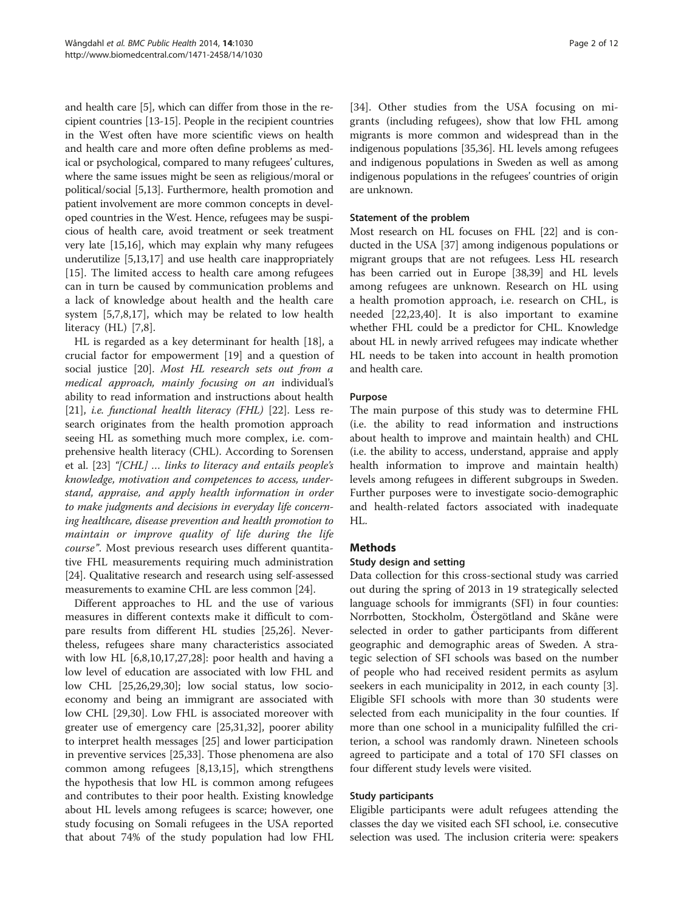and health care [5], which can differ from those in the recipient countries [13-15]. People in the recipient countries in the West often have more scientific views on health and health care and more often define problems as medical or psychological, compared to many refugees' cultures, where the same issues might be seen as religious/moral or political/social [5,13]. Furthermore, health promotion and patient involvement are more common concepts in developed countries in the West. Hence, refugees may be suspicious of health care, avoid treatment or seek treatment very late [15,16], which may explain why many refugees underutilize [5,13,17] and use health care inappropriately [15]. The limited access to health care among refugees can in turn be caused by communication problems and a lack of knowledge about health and the health care system [5,7,8,17], which may be related to low health literacy (HL) [7,8].

HL is regarded as a key determinant for health [18], a crucial factor for empowerment [19] and a question of social justice [20]. *Most HL research sets out from a medical approach, mainly focusing on an* individual's ability to read information and instructions about health [21], *i.e. functional health literacy (FHL)* [22]. Less research originates from the health promotion approach seeing HL as something much more complex, i.e. comprehensive health literacy (CHL). According to Sorensen et al. [23] *"[CHL] … links to literacy and entails people's knowledge, motivation and competences to access, understand, appraise, and apply health information in order to make judgments and decisions in everyday life concerning healthcare, disease prevention and health promotion to maintain or improve quality of life during the life course"*. Most previous research uses different quantitative FHL measurements requiring much administration [24]. Qualitative research and research using self-assessed measurements to examine CHL are less common [24].

Different approaches to HL and the use of various measures in different contexts make it difficult to compare results from different HL studies [25,26]. Nevertheless, refugees share many characteristics associated with low HL [6,8,10,17,27,28]: poor health and having a low level of education are associated with low FHL and low CHL [25,26,29,30]; low social status, low socio-economy and being an immigrant are associated with low CHL [29,30]. Low FHL is associated moreover with greater use of emergency care [25,31,32], poorer ability to interpret health messages [25] and lower participation in preventive services [25,33]. Those phenomena are also common among refugees [8,13,15], which strengthens the hypothesis that low HL is common among refugees and contributes to their poor health. Existing knowledge about HL levels among refugees is scarce; however, one study focusing on Somali refugees in the USA reported that about 74% of the study population had low FHL [34]. Other studies from the USA focusing on migrants (including refugees), show that low FHL among migrants is more common and widespread than in the indigenous populations [35,36]. HL levels among refugees and indigenous populations in Sweden as well as among indigenous populations in the refugees' countries of origin are unknown.

### Statement of the problem

Most research on HL focuses on FHL [22] and is conducted in the USA [37] among indigenous populations or migrant groups that are not refugees. Less HL research has been carried out in Europe [38,39] and HL levels among refugees are unknown. Research on HL using a health promotion approach, i.e. research on CHL, is needed [22,23,40]. It is also important to examine whether FHL could be a predictor for CHL. Knowledge about HL in newly arrived refugees may indicate whether HL needs to be taken into account in health promotion and health care.

### Purpose

The main purpose of this study was to determine FHL (i.e. the ability to read information and instructions about health to improve and maintain health) and CHL (i.e. the ability to access, understand, appraise and apply health information to improve and maintain health) levels among refugees in different subgroups in Sweden. Further purposes were to investigate socio-demographic and health-related factors associated with inadequate HL.

## Methods

### Study design and setting

Data collection for this cross-sectional study was carried out during the spring of 2013 in 19 strategically selected language schools for immigrants (SFI) in four counties: Norrbotten, Stockholm, Östergötland and Skåne were selected in order to gather participants from different geographic and demographic areas of Sweden. A strategic selection of SFI schools was based on the number of people who had received resident permits as asylum seekers in each municipality in 2012, in each county [3]. Eligible SFI schools with more than 30 students were selected from each municipality in the four counties. If more than one school in a municipality fulfilled the criterion, a school was randomly drawn. Nineteen schools agreed to participate and a total of 170 SFI classes on four different study levels were visited.

### Study participants

Eligible participants were adult refugees attending the classes the day we visited each SFI school, i.e. consecutive selection was used. The inclusion criteria were: speakers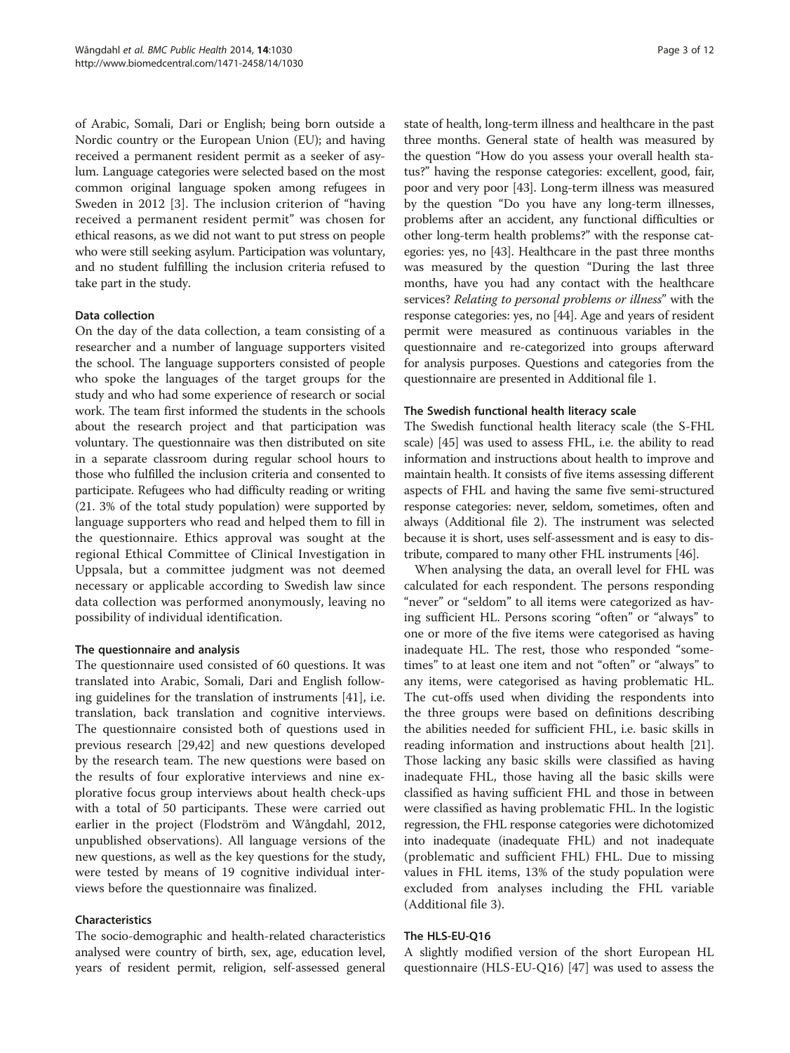of Arabic, Somali, Dari or English; being born outside a Nordic country or the European Union (EU); and having received a permanent resident permit as a seeker of asylum. Language categories were selected based on the most common original language spoken among refugees in Sweden in 2012 [3]. The inclusion criterion of "having received a permanent resident permit" was chosen for ethical reasons, as we did not want to put stress on people who were still seeking asylum. Participation was voluntary, and no student fulfilling the inclusion criteria refused to take part in the study.

### Data collection

On the day of the data collection, a team consisting of a researcher and a number of language supporters visited the school. The language supporters consisted of people who spoke the languages of the target groups for the study and who had some experience of research or social work. The team first informed the students in the schools about the research project and that participation was voluntary. The questionnaire was then distributed on site in a separate classroom during regular school hours to those who fulfilled the inclusion criteria and consented to participate. Refugees who had difficulty reading or writing (21. 3% of the total study population) were supported by language supporters who read and helped them to fill in the questionnaire. Ethics approval was sought at the regional Ethical Committee of Clinical Investigation in Uppsala, but a committee judgment was not deemed necessary or applicable according to Swedish law since data collection was performed anonymously, leaving no possibility of individual identification.

### The questionnaire and analysis

The questionnaire used consisted of 60 questions. It was translated into Arabic, Somali, Dari and English following guidelines for the translation of instruments [41], i.e. translation, back translation and cognitive interviews. The questionnaire consisted both of questions used in previous research [29,42] and new questions developed by the research team. The new questions were based on the results of four explorative interviews and nine explorative focus group interviews about health check-ups with a total of 50 participants. These were carried out earlier in the project (Flodström and Wångdahl, 2012, unpublished observations). All language versions of the new questions, as well as the key questions for the study, were tested by means of 19 cognitive individual interviews before the questionnaire was finalized.

### Characteristics

The socio-demographic and health-related characteristics analysed were country of birth, sex, age, education level, years of resident permit, religion, self-assessed general state of health, long-term illness and healthcare in the past three months. General state of health was measured by the question "How do you assess your overall health status?" having the response categories: excellent, good, fair, poor and very poor [43]. Long-term illness was measured by the question "Do you have any long-term illnesses, problems after an accident, any functional difficulties or other long-term health problems?" with the response categories: yes, no [43]. Healthcare in the past three months was measured by the question "During the last three months, have you had any contact with the healthcare services? *Relating to personal problems or illness*" with the response categories: yes, no [44]. Age and years of resident permit were measured as continuous variables in the questionnaire and re-categorized into groups afterward for analysis purposes. Questions and categories from the questionnaire are presented in Additional file 1.

### The Swedish functional health literacy scale

The Swedish functional health literacy scale (the S-FHL scale) [45] was used to assess FHL, i.e. the ability to read information and instructions about health to improve and maintain health. It consists of five items assessing different aspects of FHL and having the same five semi-structured response categories: never, seldom, sometimes, often and always (Additional file 2). The instrument was selected because it is short, uses self-assessment and is easy to distribute, compared to many other FHL instruments [46].

When analysing the data, an overall level for FHL was calculated for each respondent. The persons responding "never" or "seldom" to all items were categorized as having sufficient HL. Persons scoring "often" or "always" to one or more of the five items were categorised as having inadequate HL. The rest, those who responded "sometimes" to at least one item and not "often" or "always" to any items, were categorised as having problematic HL. The cut-offs used when dividing the respondents into the three groups were based on definitions describing the abilities needed for sufficient FHL, i.e. basic skills in reading information and instructions about health [21]. Those lacking any basic skills were classified as having inadequate FHL, those having all the basic skills were classified as having sufficient FHL and those in between were classified as having problematic FHL. In the logistic regression, the FHL response categories were dichotomized into inadequate (inadequate FHL) and not inadequate (problematic and sufficient FHL) FHL. Due to missing values in FHL items, 13% of the study population were excluded from analyses including the FHL variable (Additional file 3).

### The HLS-EU-Q16

A slightly modified version of the short European HL questionnaire (HLS-EU-Q16) [47] was used to assess the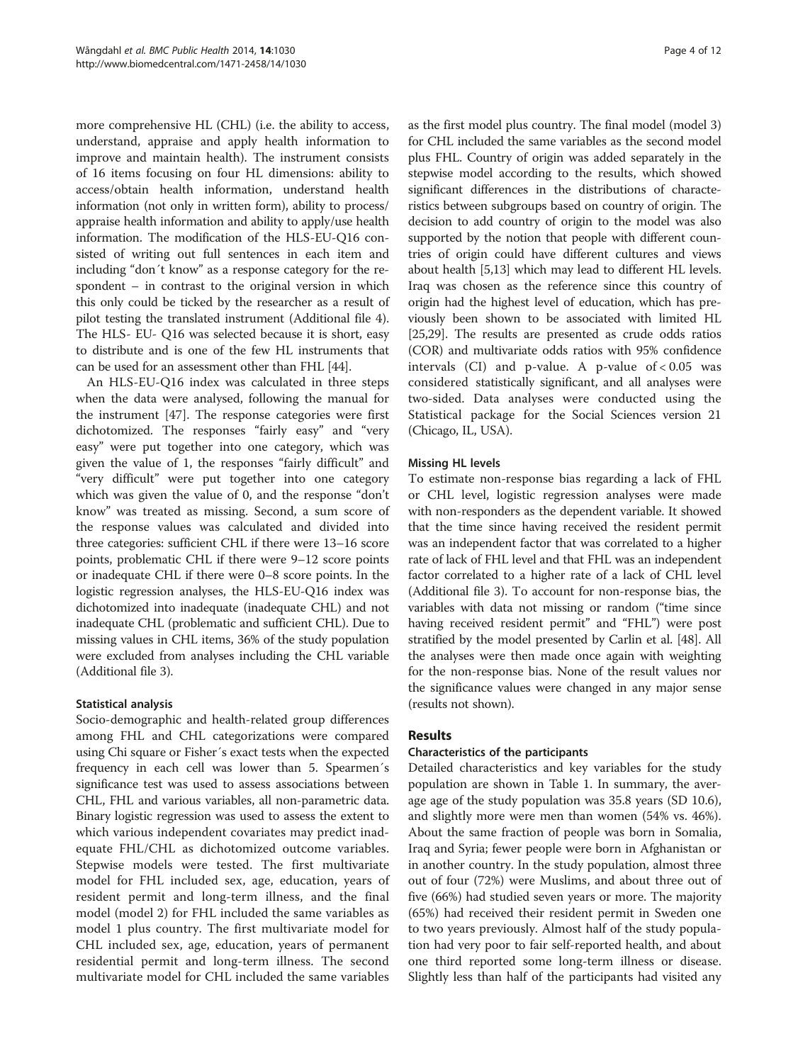more comprehensive HL (CHL) (i.e. the ability to access, understand, appraise and apply health information to improve and maintain health). The instrument consists of 16 items focusing on four HL dimensions: ability to access/obtain health information, understand health information (not only in written form), ability to process/appraise health information and ability to apply/use health information. The modification of the HLS-EU-Q16 consisted of writing out full sentences in each item and including "don´t know" as a response category for the respondent – in contrast to the original version in which this only could be ticked by the researcher as a result of pilot testing the translated instrument (Additional file 4). The HLS- EU- Q16 was selected because it is short, easy to distribute and is one of the few HL instruments that can be used for an assessment other than FHL [44].

An HLS-EU-Q16 index was calculated in three steps when the data were analysed, following the manual for the instrument [47]. The response categories were first dichotomized. The responses "fairly easy" and "very easy" were put together into one category, which was given the value of 1, the responses "fairly difficult" and "very difficult" were put together into one category which was given the value of 0, and the response "don't know" was treated as missing. Second, a sum score of the response values was calculated and divided into three categories: sufficient CHL if there were 13–16 score points, problematic CHL if there were 9–12 score points or inadequate CHL if there were 0–8 score points. In the logistic regression analyses, the HLS-EU-Q16 index was dichotomized into inadequate (inadequate CHL) and not inadequate CHL (problematic and sufficient CHL). Due to missing values in CHL items, 36% of the study population were excluded from analyses including the CHL variable (Additional file 3).

### Statistical analysis

Socio-demographic and health-related group differences among FHL and CHL categorizations were compared using Chi square or Fisher´s exact tests when the expected frequency in each cell was lower than 5. Spearmen´s significance test was used to assess associations between CHL, FHL and various variables, all non-parametric data. Binary logistic regression was used to assess the extent to which various independent covariates may predict inadequate FHL/CHL as dichotomized outcome variables. Stepwise models were tested. The first multivariate model for FHL included sex, age, education, years of resident permit and long-term illness, and the final model (model 2) for FHL included the same variables as model 1 plus country. The first multivariate model for CHL included sex, age, education, years of permanent residential permit and long-term illness. The second multivariate model for CHL included the same variables as the first model plus country. The final model (model 3) for CHL included the same variables as the second model plus FHL. Country of origin was added separately in the stepwise model according to the results, which showed significant differences in the distributions of characteristics between subgroups based on country of origin. The decision to add country of origin to the model was also supported by the notion that people with different countries of origin could have different cultures and views about health [5,13] which may lead to different HL levels. Iraq was chosen as the reference since this country of origin had the highest level of education, which has previously been shown to be associated with limited HL [25,29]. The results are presented as crude odds ratios (COR) and multivariate odds ratios with 95% confidence intervals (CI) and p-value. A p-value of $< 0.05$ was considered statistically significant, and all analyses were two-sided. Data analyses were conducted using the Statistical package for the Social Sciences version 21 (Chicago, IL, USA).

### Missing HL levels

To estimate non-response bias regarding a lack of FHL or CHL level, logistic regression analyses were made with non-responders as the dependent variable. It showed that the time since having received the resident permit was an independent factor that was correlated to a higher rate of lack of FHL level and that FHL was an independent factor correlated to a higher rate of a lack of CHL level (Additional file 3). To account for non-response bias, the variables with data not missing or random ("time since having received resident permit" and "FHL") were post stratified by the model presented by Carlin et al. [48]. All the analyses were then made once again with weighting for the non-response bias. None of the result values nor the significance values were changed in any major sense (results not shown).

## Results

### Characteristics of the participants

Detailed characteristics and key variables for the study population are shown in Table 1. In summary, the average age of the study population was 35.8 years (SD 10.6), and slightly more were men than women (54% vs. 46%). About the same fraction of people was born in Somalia, Iraq and Syria; fewer people were born in Afghanistan or in another country. In the study population, almost three out of four (72%) were Muslims, and about three out of five (66%) had studied seven years or more. The majority (65%) had received their resident permit in Sweden one to two years previously. Almost half of the study population had very poor to fair self-reported health, and about one third reported some long-term illness or disease. Slightly less than half of the participants had visited any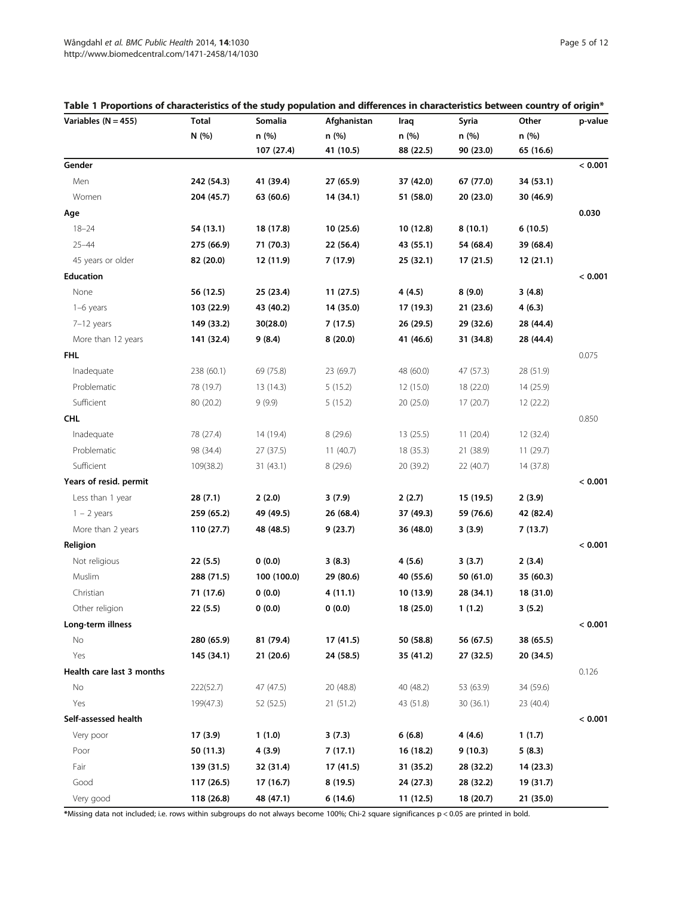**Table 1 Proportions of characteristics of the study population and differences in characteristics between country of origin***

| Variables (N = 455) | Total | Somalia | Afghanistan | Iraq | Syria | Other | p-value |
|---|---|---|---|---|---|---|---|
| | N (%) | n (%) | n (%) | n (%) | n (%) | n (%) | |
| | | 107 (27.4) | 41 (10.5) | 88 (22.5) | 90 (23.0) | 65 (16.6) | |
| **Gender** | | | | | | | **< 0.001** |
| Men | **242 (54.3)** | **41 (39.4)** | **27 (65.9)** | **37 (42.0)** | **67 (77.0)** | **34 (53.1)** | |
| Women | **204 (45.7)** | **63 (60.6)** | **14 (34.1)** | **51 (58.0)** | **20 (23.0)** | **30 (46.9)** | |
| **Age** | | | | | | | **0.030** |
| 18–24 | **54 (13.1)** | **18 (17.8)** | **10 (25.6)** | **10 (12.8)** | **8 (10.1)** | **6 (10.5)** | |
| 25–44 | **275 (66.9)** | **71 (70.3)** | **22 (56.4)** | **43 (55.1)** | **54 (68.4)** | **39 (68.4)** | |
| 45 years or older | **82 (20.0)** | **12 (11.9)** | **7 (17.9)** | **25 (32.1)** | **17 (21.5)** | **12 (21.1)** | |
| **Education** | | | | | | | **< 0.001** |
| None | **56 (12.5)** | **25 (23.4)** | **11 (27.5)** | **4 (4.5)** | **8 (9.0)** | **3 (4.8)** | |
| 1–6 years | **103 (22.9)** | **43 (40.2)** | **14 (35.0)** | **17 (19.3)** | **21 (23.6)** | **4 (6.3)** | |
| 7–12 years | **149 (33.2)** | **30(28.0)** | **7 (17.5)** | **26 (29.5)** | **29 (32.6)** | **28 (44.4)** | |
| More than 12 years | **141 (32.4)** | **9 (8.4)** | **8 (20.0)** | **41 (46.6)** | **31 (34.8)** | **28 (44.4)** | |
| **FHL** | | | | | | | 0.075 |
| Inadequate | 238 (60.1) | 69 (75.8) | 23 (69.7) | 48 (60.0) | 47 (57.3) | 28 (51.9) | |
| Problematic | 78 (19.7) | 13 (14.3) | 5 (15.2) | 12 (15.0) | 18 (22.0) | 14 (25.9) | |
| Sufficient | 80 (20.2) | 9 (9.9) | 5 (15.2) | 20 (25.0) | 17 (20.7) | 12 (22.2) | |
| **CHL** | | | | | | | 0.850 |
| Inadequate | 78 (27.4) | 14 (19.4) | 8 (29.6) | 13 (25.5) | 11 (20.4) | 12 (32.4) | |
| Problematic | 98 (34.4) | 27 (37.5) | 11 (40.7) | 18 (35.3) | 21 (38.9) | 11 (29.7) | |
| Sufficient | 109(38.2) | 31 (43.1) | 8 (29.6) | 20 (39.2) | 22 (40.7) | 14 (37.8) | |
| **Years of resid. permit** | | | | | | | **< 0.001** |
| Less than 1 year | **28 (7.1)** | **2 (2.0)** | **3 (7.9)** | **2 (2.7)** | **15 (19.5)** | **2 (3.9)** | |
| 1 – 2 years | **259 (65.2)** | **49 (49.5)** | **26 (68.4)** | **37 (49.3)** | **59 (76.6)** | **42 (82.4)** | |
| More than 2 years | **110 (27.7)** | **48 (48.5)** | **9 (23.7)** | **36 (48.0)** | **3 (3.9)** | **7 (13.7)** | |
| **Religion** | | | | | | | **< 0.001** |
| Not religious | **22 (5.5)** | **0 (0.0)** | **3 (8.3)** | **4 (5.6)** | **3 (3.7)** | **2 (3.4)** | |
| Muslim | **288 (71.5)** | **100 (100.0)** | **29 (80.6)** | **40 (55.6)** | **50 (61.0)** | **35 (60.3)** | |
| Christian | **71 (17.6)** | **0 (0.0)** | **4 (11.1)** | **10 (13.9)** | **28 (34.1)** | **18 (31.0)** | |
| Other religion | **22 (5.5)** | **0 (0.0)** | **0 (0.0)** | **18 (25.0)** | **1 (1.2)** | **3 (5.2)** | |
| **Long-term illness** | | | | | | | **< 0.001** |
| No | **280 (65.9)** | **81 (79.4)** | **17 (41.5)** | **50 (58.8)** | **56 (67.5)** | **38 (65.5)** | |
| Yes | **145 (34.1)** | **21 (20.6)** | **24 (58.5)** | **35 (41.2)** | **27 (32.5)** | **20 (34.5)** | |
| **Health care last 3 months** | | | | | | | 0.126 |
| No | 222(52.7) | 47 (47.5) | 20 (48.8) | 40 (48.2) | 53 (63.9) | 34 (59.6) | |
| Yes | 199(47.3) | 52 (52.5) | 21 (51.2) | 43 (51.8) | 30 (36.1) | 23 (40.4) | |
| **Self-assessed health** | | | | | | | **< 0.001** |
| Very poor | **17 (3.9)** | **1 (1.0)** | **3 (7.3)** | **6 (6.8)** | **4 (4.6)** | **1 (1.7)** | |
| Poor | **50 (11.3)** | **4 (3.9)** | **7 (17.1)** | **16 (18.2)** | **9 (10.3)** | **5 (8.3)** | |
| Fair | **139 (31.5)** | **32 (31.4)** | **17 (41.5)** | **31 (35.2)** | **28 (32.2)** | **14 (23.3)** | |
| Good | **117 (26.5)** | **17 (16.7)** | **8 (19.5)** | **24 (27.3)** | **28 (32.2)** | **19 (31.7)** | |
| Very good | **118 (26.8)** | **48 (47.1)** | **6 (14.6)** | **11 (12.5)** | **18 (20.7)** | **21 (35.0)** | |

***Missing data not included; i.e. rows within subgroups do not always become 100%; Chi-2 square significances $p < 0.05$ are printed in bold.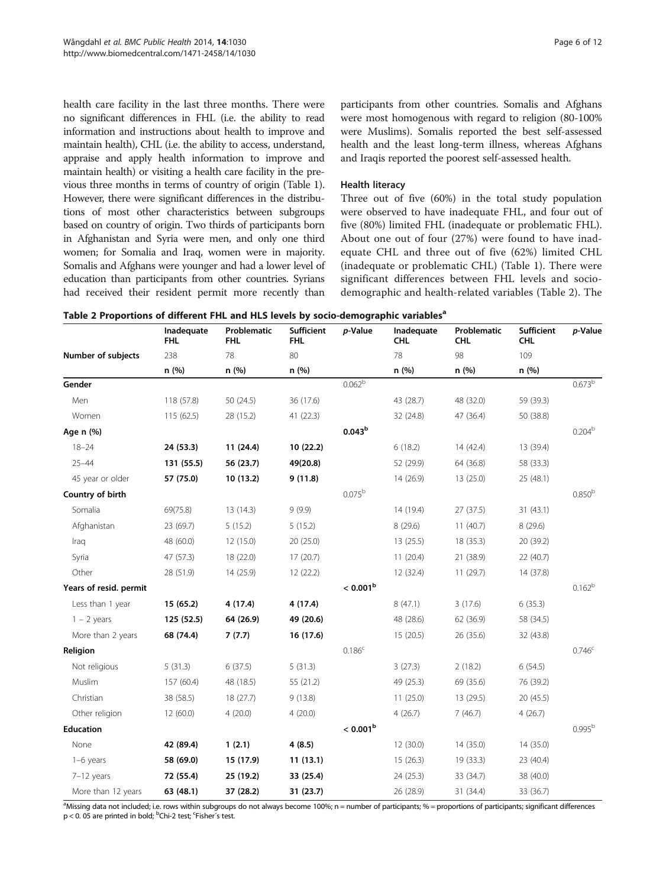health care facility in the last three months. There were no significant differences in FHL (i.e. the ability to read information and instructions about health to improve and maintain health), CHL (i.e. the ability to access, understand, appraise and apply health information to improve and maintain health) or visiting a health care facility in the previous three months in terms of country of origin (Table 1). However, there were significant differences in the distributions of most other characteristics between subgroups based on country of origin. Two thirds of participants born in Afghanistan and Syria were men, and only one third women; for Somalia and Iraq, women were in majority. Somalis and Afghans were younger and had a lower level of education than participants from other countries. Syrians had received their resident permit more recently than participants from other countries. Somalis and Afghans were most homogenous with regard to religion (80-100% were Muslims). Somalis reported the best self-assessed health and the least long-term illness, whereas Afghans and Iraqis reported the poorest self-assessed health.

### Health literacy

Three out of five (60%) in the total study population were observed to have inadequate FHL, and four out of five (80%) limited FHL (inadequate or problematic FHL). About one out of four (27%) were found to have inadequate CHL and three out of five (62%) limited CHL (inadequate or problematic CHL) (Table 1). There were significant differences between FHL levels and socio-demographic and health-related variables (Table 2). The

**Table 2 Proportions of different FHL and HLS levels by socio-demographic variables[a]**

| | Inadequate FHL | Problematic FHL | Sufficient FHL | p-Value | Inadequate CHL | Problematic CHL | Sufficient CHL | p-Value |
|---|---|---|---|---|---|---|---|---|
| **Number of subjects** | 238 | 78 | 80 | | 78 | 98 | 109 | |
| | n (%) | n (%) | n (%) | | n (%) | n (%) | n (%) | |
| **Gender** | | | | 0.062[b] | | | | 0.673[b] |
| Men | 118 (57.8) | 50 (24.5) | 36 (17.6) | | 43 (28.7) | 48 (32.0) | 59 (39.3) | |
| Women | 115 (62.5) | 28 (15.2) | 41 (22.3) | | 32 (24.8) | 47 (36.4) | 50 (38.8) | |
| **Age n (%)** | | | | **0.043[b]** | | | | 0.204[b] |
| 18–24 | **24 (53.3)** | **11 (24.4)** | **10 (22.2)** | | 6 (18.2) | 14 (42.4) | 13 (39.4) | |
| 25–44 | **131 (55.5)** | **56 (23.7)** | **49(20.8)** | | 52 (29.9) | 64 (36.8) | 58 (33.3) | |
| 45 year or older | **57 (75.0)** | **10 (13.2)** | **9 (11.8)** | | 14 (26.9) | 13 (25.0) | 25 (48.1) | |
| **Country of birth** | | | | 0.075[b] | | | | 0.850[b] |
| Somalia | 69(75.8) | 13 (14.3) | 9 (9.9) | | 14 (19.4) | 27 (37.5) | 31 (43.1) | |
| Afghanistan | 23 (69.7) | 5 (15.2) | 5 (15.2) | | 8 (29.6) | 11 (40.7) | 8 (29.6) | |
| Iraq | 48 (60.0) | 12 (15.0) | 20 (25.0) | | 13 (25.5) | 18 (35.3) | 20 (39.2) | |
| Syria | 47 (57.3) | 18 (22.0) | 17 (20.7) | | 11 (20.4) | 21 (38.9) | 22 (40.7) | |
| Other | 28 (51.9) | 14 (25.9) | 12 (22.2) | | 12 (32.4) | 11 (29.7) | 14 (37.8) | |
| **Years of resid. permit** | | | | **< 0.001[b]** | | | | 0.162[b] |
| Less than 1 year | **15 (65.2)** | **4 (17.4)** | **4 (17.4)** | | 8 (47.1) | 3 (17.6) | 6 (35.3) | |
| 1 – 2 years | **125 (52.5)** | **64 (26.9)** | **49 (20.6)** | | 48 (28.6) | 62 (36.9) | 58 (34.5) | |
| More than 2 years | **68 (74.4)** | **7 (7.7)** | **16 (17.6)** | | 15 (20.5) | 26 (35.6) | 32 (43.8) | |
| **Religion** | | | | 0.186[c] | | | | 0.746[c] |
| Not religious | 5 (31.3) | 6 (37.5) | 5 (31.3) | | 3 (27.3) | 2 (18.2) | 6 (54.5) | |
| Muslim | 157 (60.4) | 48 (18.5) | 55 (21.2) | | 49 (25.3) | 69 (35.6) | 76 (39.2) | |
| Christian | 38 (58.5) | 18 (27.7) | 9 (13.8) | | 11 (25.0) | 13 (29.5) | 20 (45.5) | |
| Other religion | 12 (60.0) | 4 (20.0) | 4 (20.0) | | 4 (26.7) | 7 (46.7) | 4 (26.7) | |
| **Education** | | | | **< 0.001[b]** | | | | 0.995[b] |
| None | **42 (89.4)** | **1 (2.1)** | **4 (8.5)** | | 12 (30.0) | 14 (35.0) | 14 (35.0) | |
| 1–6 years | **58 (69.0)** | **15 (17.9)** | **11 (13.1)** | | 15 (26.3) | 19 (33.3) | 23 (40.4) | |
| 7–12 years | **72 (55.4)** | **25 (19.2)** | **33 (25.4)** | | 24 (25.3) | 33 (34.7) | 38 (40.0) | |
| More than 12 years | **63 (48.1)** | **37 (28.2)** | **31 (23.7)** | | 26 (28.9) | 31 (34.4) | 33 (36.7) | |

[a]Missing data not included; i.e. rows within subgroups do not always become 100%; n = number of participants; % = proportions of participants; significant differences $p < 0.05$ are printed in bold; [b]Chi-2 test; [c]Fisher´s test.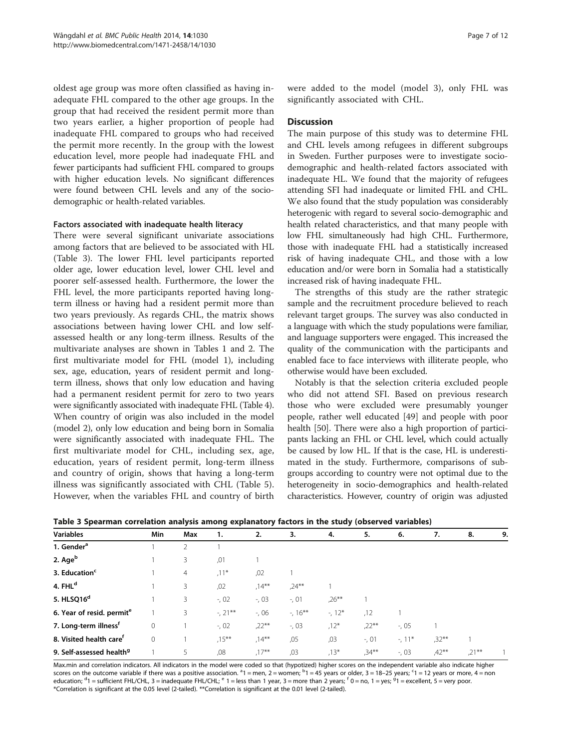oldest age group was more often classified as having inadequate FHL compared to the other age groups. In the group that had received the resident permit more than two years earlier, a higher proportion of people had inadequate FHL compared to groups who had received the permit more recently. In the group with the lowest education level, more people had inadequate FHL and fewer participants had sufficient FHL compared to groups with higher education levels. No significant differences were found between CHL levels and any of the socio-demographic or health-related variables.

#### Factors associated with inadequate health literacy

There were several significant univariate associations among factors that are believed to be associated with HL (Table 3). The lower FHL level participants reported older age, lower education level, lower CHL level and poorer self-assessed health. Furthermore, the lower the FHL level, the more participants reported having long-term illness or having had a resident permit more than two years previously. As regards CHL, the matrix shows associations between having lower CHL and low self-assessed health or any long-term illness. Results of the multivariate analyses are shown in Tables 1 and 2. The first multivariate model for FHL (model 1), including sex, age, education, years of resident permit and long-term illness, shows that only low education and having had a permanent resident permit for zero to two years were significantly associated with inadequate FHL (Table 4). When country of origin was also included in the model (model 2), only low education and being born in Somalia were significantly associated with inadequate FHL. The first multivariate model for CHL, including sex, age, education, years of resident permit, long-term illness and country of origin, shows that having a long-term illness was significantly associated with CHL (Table 5). However, when the variables FHL and country of birth were added to the model (model 3), only FHL was significantly associated with CHL.

## Discussion

The main purpose of this study was to determine FHL and CHL levels among refugees in different subgroups in Sweden. Further purposes were to investigate socio-demographic and health-related factors associated with inadequate HL. We found that the majority of refugees attending SFI had inadequate or limited FHL and CHL. We also found that the study population was considerably heterogenic with regard to several socio-demographic and health related characteristics, and that many people with low FHL simultaneously had high CHL. Furthermore, those with inadequate FHL had a statistically increased risk of having inadequate CHL, and those with a low education and/or were born in Somalia had a statistically increased risk of having inadequate FHL.

The strengths of this study are the rather strategic sample and the recruitment procedure believed to reach relevant target groups. The survey was also conducted in a language with which the study populations were familiar, and language supporters were engaged. This increased the quality of the communication with the participants and enabled face to face interviews with illiterate people, who otherwise would have been excluded.

Notably is that the selection criteria excluded people who did not attend SFI. Based on previous research those who were excluded were presumably younger people, rather well educated [49] and people with poor health [50]. There were also a high proportion of participants lacking an FHL or CHL level, which could actually be caused by low HL. If that is the case, HL is underestimated in the study. Furthermore, comparisons of subgroups according to country were not optimal due to the heterogeneity in socio-demographics and health-related characteristics. However, country of origin was adjusted

**Table 3 Spearman correlation analysis among explanatory factors in the study (observed variables)**

| Variables | Min | Max | 1. | 2. | 3. | 4. | 5. | 6. | 7. | 8. | 9. |
|---|---|---|---|---|---|---|---|---|---|---|---|
| **1. Gender[a]** | 1 | 2 | 1 | | | | | | | | |
| **2. Age[b]** | 1 | 3 | ,01 | 1 | | | | | | | |
| **3. Education[c]** | 1 | 4 | ,11* | ,02 | 1 | | | | | | |
| **4. FHL[d]** | 1 | 3 | ,02 | ,14** | ,24** | 1 | | | | | |
| **5. HLSQ16[d]** | 1 | 3 | -, 02 | -, 03 | -, 01 | ,26** | 1 | | | | |
| **6. Year of resid. permit[e]** | 1 | 3 | -, 21** | -, 06 | -, 16** | -, 12* | ,12 | 1 | | | |
| **7. Long-term illness[f]** | 0 | 1 | -, 02 | ,22** | -, 03 | ,12* | ,22** | -, 05 | 1 | | |
| **8. Visited health care[f]** | 0 | 1 | ,15** | ,14** | ,05 | ,03 | -, 01 | -, 11* | ,32** | 1 | |
| **9. Self-assessed health[g]** | 1 | 5 | ,08 | ,17** | ,03 | ,13* | ,34** | -, 03 | ,42** | ,21** | 1 |

Max.min and correlation indicators. All indicators in the model were coded so that (hypotized) higher scores on the independent variable also indicate higher scores on the outcome variable if there was a positive association. [a]1 = men, 2 = women; [b]1 = 45 years or older, 3 = 18–25 years; [c]1 = 12 years or more, 4 = non education; [d]1 = sufficient FHL/CHL, 3 = inadequate FHL/CHL; [e] 1 = less than 1 year, 3 = more than 2 years; [f] 0 = no, 1 = yes; [g]1 = excellent, 5 = very poor.
*Correlation is significant at the 0.05 level (2-tailed). **Correlation is significant at the 0.01 level (2-tailed).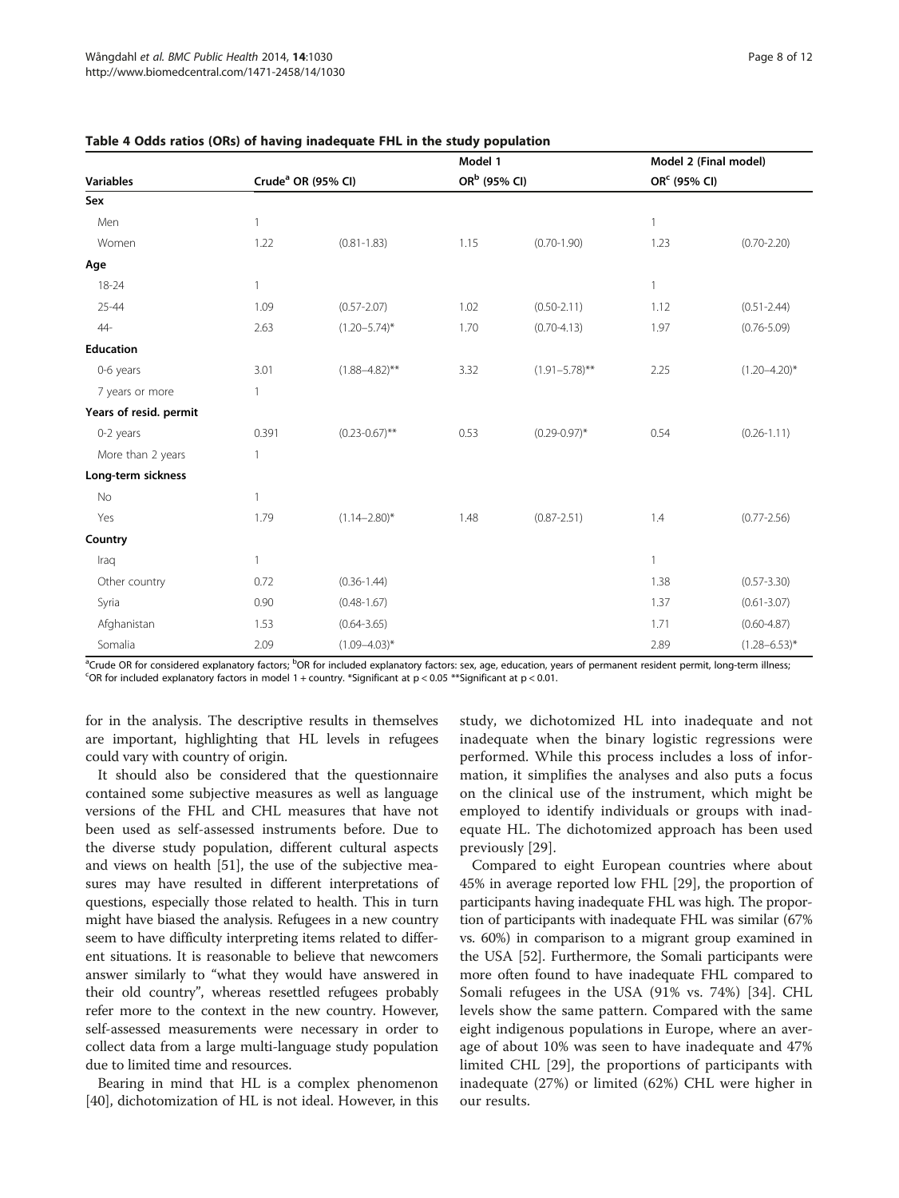**Table 4 Odds ratios (ORs) of having inadequate FHL in the study population**

| Variables | Crude[a] OR (95% CI) | | Model 1 OR[b] (95% CI) | | Model 2 (Final model) OR[c] (95% CI) | |
|---|---|---|---|---|---|---|
| **Sex** | | | | | | |
| Men | 1 | | | | 1 | |
| Women | 1.22 | (0.81-1.83) | 1.15 | (0.70-1.90) | 1.23 | (0.70-2.20) |
| **Age** | | | | | | |
| 18-24 | 1 | | | | 1 | |
| 25-44 | 1.09 | (0.57-2.07) | 1.02 | (0.50-2.11) | 1.12 | (0.51-2.44) |
| 44- | 2.63 | (1.20–5.74)* | 1.70 | (0.70-4.13) | 1.97 | (0.76-5.09) |
| **Education** | | | | | | |
| 0-6 years | 3.01 | (1.88–4.82)** | 3.32 | (1.91–5.78)** | 2.25 | (1.20–4.20)* |
| 7 years or more | 1 | | | | | |
| **Years of resid. permit** | | | | | | |
| 0-2 years | 0.391 | (0.23-0.67)** | 0.53 | (0.29-0.97)* | 0.54 | (0.26-1.11) |
| More than 2 years | 1 | | | | | |
| **Long-term sickness** | | | | | | |
| No | 1 | | | | | |
| Yes | 1.79 | (1.14–2.80)* | 1.48 | (0.87-2.51) | 1.4 | (0.77-2.56) |
| **Country** | | | | | | |
| Iraq | 1 | | | | 1 | |
| Other country | 0.72 | (0.36-1.44) | | | 1.38 | (0.57-3.30) |
| Syria | 0.90 | (0.48-1.67) | | | 1.37 | (0.61-3.07) |
| Afghanistan | 1.53 | (0.64-3.65) | | | 1.71 | (0.60-4.87) |
| Somalia | 2.09 | (1.09–4.03)* | | | 2.89 | (1.28–6.53)* |

[a]Crude OR for considered explanatory factors; [b]OR for included explanatory factors: sex, age, education, years of permanent resident permit, long-term illness; [c]OR for included explanatory factors in model 1 + country. *Significant at $p < 0.05$ **Significant at $p < 0.01$.

for in the analysis. The descriptive results in themselves are important, highlighting that HL levels in refugees could vary with country of origin.

It should also be considered that the questionnaire contained some subjective measures as well as language versions of the FHL and CHL measures that have not been used as self-assessed instruments before. Due to the diverse study population, different cultural aspects and views on health [51], the use of the subjective measures may have resulted in different interpretations of questions, especially those related to health. This in turn might have biased the analysis. Refugees in a new country seem to have difficulty interpreting items related to different situations. It is reasonable to believe that newcomers answer similarly to "what they would have answered in their old country", whereas resettled refugees probably refer more to the context in the new country. However, self-assessed measurements were necessary in order to collect data from a large multi-language study population due to limited time and resources.

Bearing in mind that HL is a complex phenomenon [40], dichotomization of HL is not ideal. However, in this study, we dichotomized HL into inadequate and not inadequate when the binary logistic regressions were performed. While this process includes a loss of information, it simplifies the analyses and also puts a focus on the clinical use of the instrument, which might be employed to identify individuals or groups with inadequate HL. The dichotomized approach has been used previously [29].

Compared to eight European countries where about 45% in average reported low FHL [29], the proportion of participants having inadequate FHL was high. The proportion of participants with inadequate FHL was similar (67% vs. 60%) in comparison to a migrant group examined in the USA [52]. Furthermore, the Somali participants were more often found to have inadequate FHL compared to Somali refugees in the USA (91% vs. 74%) [34]. CHL levels show the same pattern. Compared with the same eight indigenous populations in Europe, where an average of about 10% was seen to have inadequate and 47% limited CHL [29], the proportions of participants with inadequate (27%) or limited (62%) CHL were higher in our results.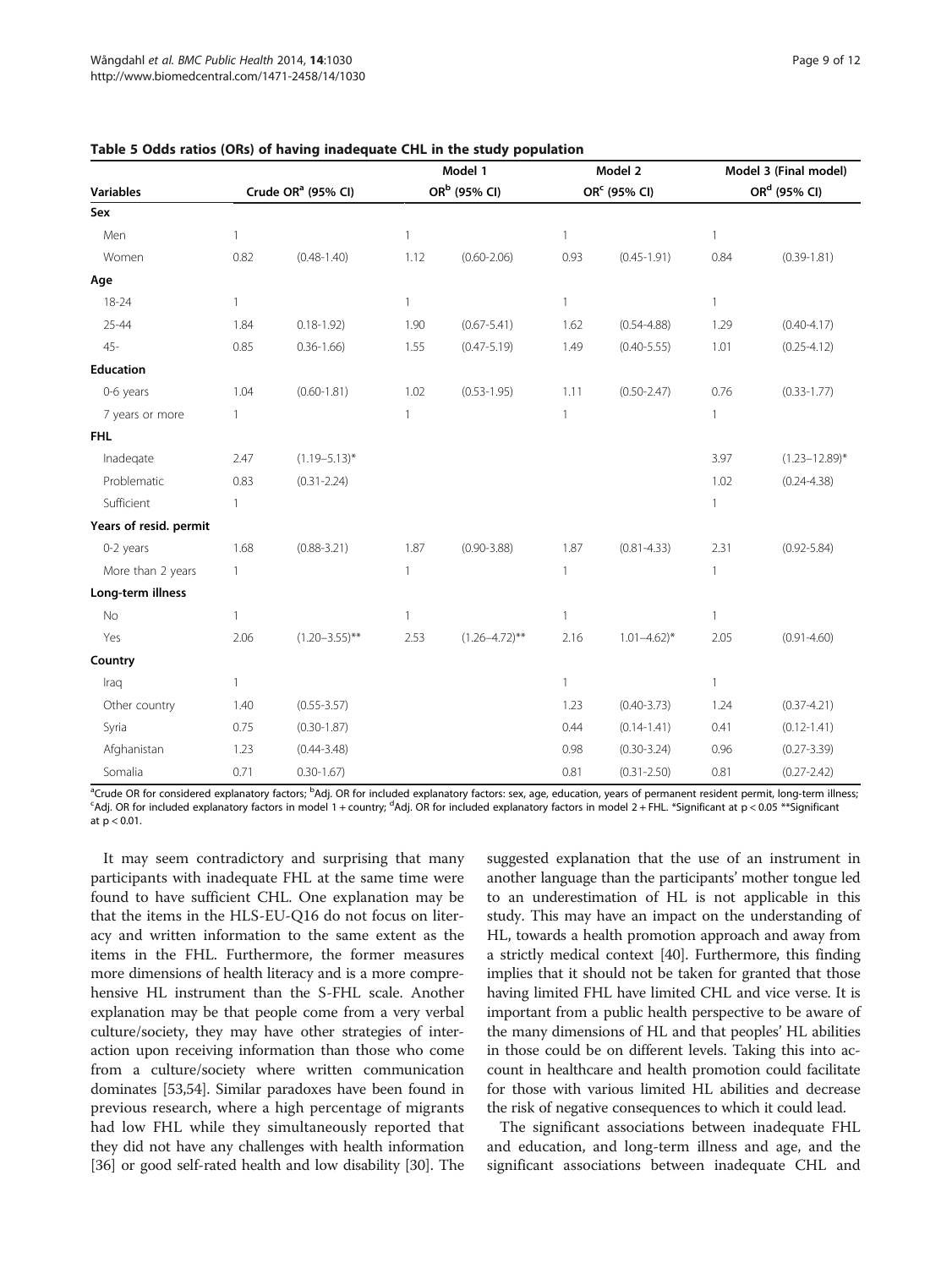**Table 5 Odds ratios (ORs) of having inadequate CHL in the study population**

| Variables | Crude OR[a] (95% CI) | | Model 1 OR[b] (95% CI) | | Model 2 OR[c] (95% CI) | | Model 3 (Final model) OR[d] (95% CI) | |
|---|---|---|---|---|---|---|---|---|
| **Sex** | | | | | | | | |
| Men | 1 | | 1 | | 1 | | 1 | |
| Women | 0.82 | (0.48-1.40) | 1.12 | (0.60-2.06) | 0.93 | (0.45-1.91) | 0.84 | (0.39-1.81) |
| **Age** | | | | | | | | |
| 18-24 | 1 | | 1 | | 1 | | 1 | |
| 25-44 | 1.84 | 0.18-1.92) | 1.90 | (0.67-5.41) | 1.62 | (0.54-4.88) | 1.29 | (0.40-4.17) |
| 45- | 0.85 | 0.36-1.66) | 1.55 | (0.47-5.19) | 1.49 | (0.40-5.55) | 1.01 | (0.25-4.12) |
| **Education** | | | | | | | | |
| 0-6 years | 1.04 | (0.60-1.81) | 1.02 | (0.53-1.95) | 1.11 | (0.50-2.47) | 0.76 | (0.33-1.77) |
| 7 years or more | 1 | | 1 | | 1 | | 1 | |
| **FHL** | | | | | | | | |
| Inadeqate | 2.47 | (1.19–5.13)* | | | | | 3.97 | (1.23–12.89)* |
| Problematic | 0.83 | (0.31-2.24) | | | | | 1.02 | (0.24-4.38) |
| Sufficient | 1 | | | | | | 1 | |
| **Years of resid. permit** | | | | | | | | |
| 0-2 years | 1.68 | (0.88-3.21) | 1.87 | (0.90-3.88) | 1.87 | (0.81-4.33) | 2.31 | (0.92-5.84) |
| More than 2 years | 1 | | 1 | | 1 | | 1 | |
| **Long-term illness** | | | | | | | | |
| No | 1 | | 1 | | 1 | | 1 | |
| Yes | 2.06 | (1.20–3.55)** | 2.53 | (1.26–4.72)** | 2.16 | 1.01–4.62)* | 2.05 | (0.91-4.60) |
| **Country** | | | | | | | | |
| Iraq | 1 | | | | 1 | | 1 | |
| Other country | 1.40 | (0.55-3.57) | | | 1.23 | (0.40-3.73) | 1.24 | (0.37-4.21) |
| Syria | 0.75 | (0.30-1.87) | | | 0.44 | (0.14-1.41) | 0.41 | (0.12-1.41) |
| Afghanistan | 1.23 | (0.44-3.48) | | | 0.98 | (0.30-3.24) | 0.96 | (0.27-3.39) |
| Somalia | 0.71 | 0.30-1.67) | | | 0.81 | (0.31-2.50) | 0.81 | (0.27-2.42) |

[a]Crude OR for considered explanatory factors; [b]Adj. OR for included explanatory factors: sex, age, education, years of permanent resident permit, long-term illness; [c]Adj. OR for included explanatory factors in model 1 + country; [d]Adj. OR for included explanatory factors in model 2 + FHL. *Significant at $p < 0.05$ **Significant at $p < 0.01$.

It may seem contradictory and surprising that many participants with inadequate FHL at the same time were found to have sufficient CHL. One explanation may be that the items in the HLS-EU-Q16 do not focus on literacy and written information to the same extent as the items in the FHL. Furthermore, the former measures more dimensions of health literacy and is a more comprehensive HL instrument than the S-FHL scale. Another explanation may be that people come from a very verbal culture/society, they may have other strategies of interaction upon receiving information than those who come from a culture/society where written communication dominates [53,54]. Similar paradoxes have been found in previous research, where a high percentage of migrants had low FHL while they simultaneously reported that they did not have any challenges with health information [36] or good self-rated health and low disability [30]. The suggested explanation that the use of an instrument in another language than the participants' mother tongue led to an underestimation of HL is not applicable in this study. This may have an impact on the understanding of HL, towards a health promotion approach and away from a strictly medical context [40]. Furthermore, this finding implies that it should not be taken for granted that those having limited FHL have limited CHL and vice verse. It is important from a public health perspective to be aware of the many dimensions of HL and that peoples' HL abilities in those could be on different levels. Taking this into account in healthcare and health promotion could facilitate for those with various limited HL abilities and decrease the risk of negative consequences to which it could lead.

The significant associations between inadequate FHL and education, and long-term illness and age, and the significant associations between inadequate CHL and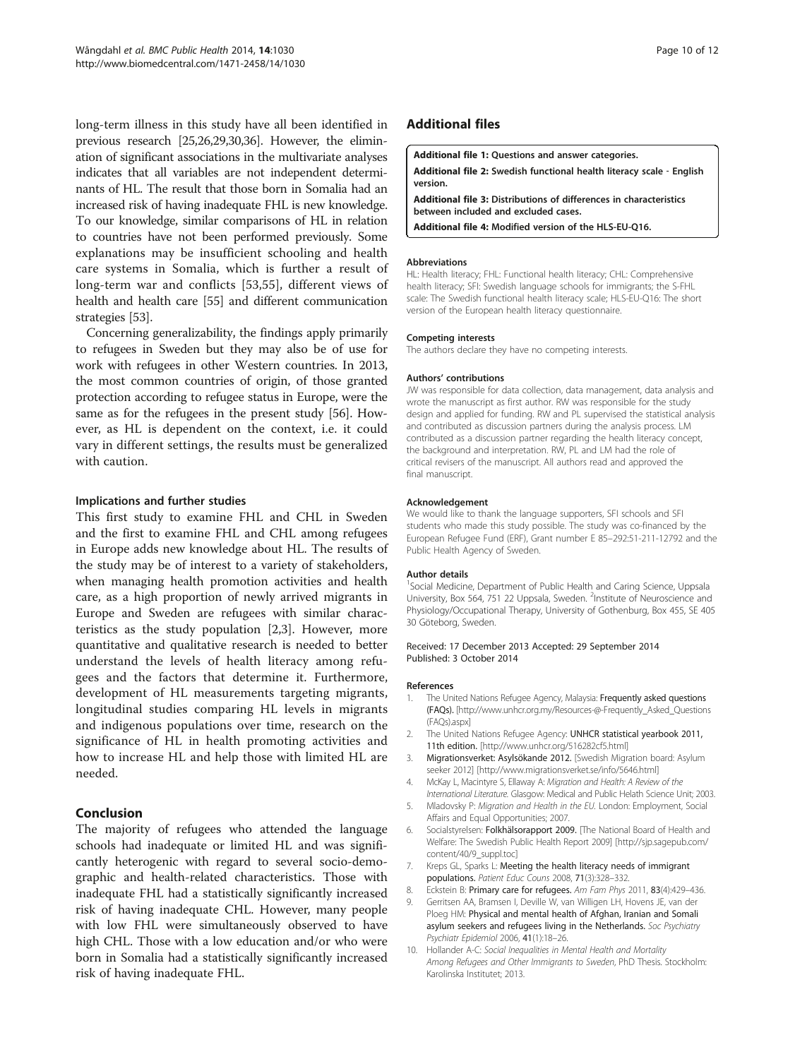long-term illness in this study have all been identified in previous research [25,26,29,30,36]. However, the elimination of significant associations in the multivariate analyses indicates that all variables are not independent determinants of HL. The result that those born in Somalia had an increased risk of having inadequate FHL is new knowledge. To our knowledge, similar comparisons of HL in relation to countries have not been performed previously. Some explanations may be insufficient schooling and health care systems in Somalia, which is further a result of long-term war and conflicts [53,55], different views of health and health care [55] and different communication strategies [53].

Concerning generalizability, the findings apply primarily to refugees in Sweden but they may also be of use for work with refugees in other Western countries. In 2013, the most common countries of origin, of those granted protection according to refugee status in Europe, were the same as for the refugees in the present study [56]. However, as HL is dependent on the context, i.e. it could vary in different settings, the results must be generalized with caution.

### Implications and further studies

This first study to examine FHL and CHL in Sweden and the first to examine FHL and CHL among refugees in Europe adds new knowledge about HL. The results of the study may be of interest to a variety of stakeholders, when managing health promotion activities and health care, as a high proportion of newly arrived migrants in Europe and Sweden are refugees with similar characteristics as the study population [2,3]. However, more quantitative and qualitative research is needed to better understand the levels of health literacy among refugees and the factors that determine it. Furthermore, development of HL measurements targeting migrants, longitudinal studies comparing HL levels in migrants and indigenous populations over time, research on the significance of HL in health promoting activities and how to increase HL and help those with limited HL are needed.

## Conclusion

The majority of refugees who attended the language schools had inadequate or limited HL and was significantly heterogenic with regard to several socio-demographic and health-related characteristics. Those with inadequate FHL had a statistically significantly increased risk of having inadequate CHL. However, many people with low FHL were simultaneously observed to have high CHL. Those with a low education and/or who were born in Somalia had a statistically significantly increased risk of having inadequate FHL.

## Additional files

**Additional file 1: Questions and answer categories.**

**Additional file 2: Swedish functional health literacy scale - English version.**

**Additional file 3: Distributions of differences in characteristics between included and excluded cases.**

**Additional file 4: Modified version of the HLS-EU-Q16.**

#### Abbreviations

HL: Health literacy; FHL: Functional health literacy; CHL: Comprehensive health literacy; SFI: Swedish language schools for immigrants; the S-FHL scale: The Swedish functional health literacy scale; HLS-EU-Q16: The short version of the European health literacy questionnaire.

#### Competing interests

The authors declare they have no competing interests.

#### Authors' contributions

JW was responsible for data collection, data management, data analysis and wrote the manuscript as first author. RW was responsible for the study design and applied for funding. RW and PL supervised the statistical analysis and contributed as discussion partners during the analysis process. LM contributed as a discussion partner regarding the health literacy concept, the background and interpretation. RW, PL and LM had the role of critical revisers of the manuscript. All authors read and approved the final manuscript.

#### Acknowledgement

We would like to thank the language supporters, SFI schools and SFI students who made this study possible. The study was co-financed by the European Refugee Fund (ERF), Grant number E 85–292:51-211-12792 and the Public Health Agency of Sweden.

#### Author details

[1]Social Medicine, Department of Public Health and Caring Science, Uppsala University, Box 564, 751 22 Uppsala, Sweden. [2]Institute of Neuroscience and Physiology/Occupational Therapy, University of Gothenburg, Box 455, SE 405 30 Göteborg, Sweden.

Received: 17 December 2013 Accepted: 29 September 2014
Published: 3 October 2014

#### References

1. The United Nations Refugee Agency, Malaysia: **Frequently asked questions (FAQs).** [http://www.unhcr.org.my/Resources-@-Frequently_Asked_Questions (FAQs).aspx]
2. The United Nations Refugee Agency: **UNHCR statistical yearbook 2011, 11th edition.** [http://www.unhcr.org/516282cf5.html]
3. **Migrationsverket: Asylsökande 2012.** [Swedish Migration board: Asylum seeker 2012] [http://www.migrationsverket.se/info/5646.html]
4. McKay L, Macintyre S, Ellaway A: *Migration and Health: A Review of the International Literature.* Glasgow: Medical and Public Helath Science Unit; 2003.
5. Mladovsky P: *Migration and Health in the EU.* London: Employment, Social Affairs and Equal Opportunities; 2007.
6. Socialstyrelsen: **Folkhälsorapport 2009.** [The National Board of Health and Welfare: The Swedish Public Health Report 2009] [http://sjp.sagepub.com/content/40/9_suppl.toc]
7. Kreps GL, Sparks L: **Meeting the health literacy needs of immigrant populations.** *Patient Educ Couns* 2008, **71**(3):328–332.
8. Eckstein B: **Primary care for refugees.** *Am Fam Phys* 2011, **83**(4):429–436.
9. Gerritsen AA, Bramsen I, Deville W, van Willigen LH, Hovens JE, van der Ploeg HM: **Physical and mental health of Afghan, Iranian and Somali asylum seekers and refugees living in the Netherlands.** *Soc Psychiatry Psychiatr Epidemiol* 2006, **41**(1):18–26.
10. Hollander A-C: *Social Inequalities in Mental Health and Mortality Among Refugees and Other Immigrants to Sweden*, PhD Thesis. Stockholm: Karolinska Institutet; 2013.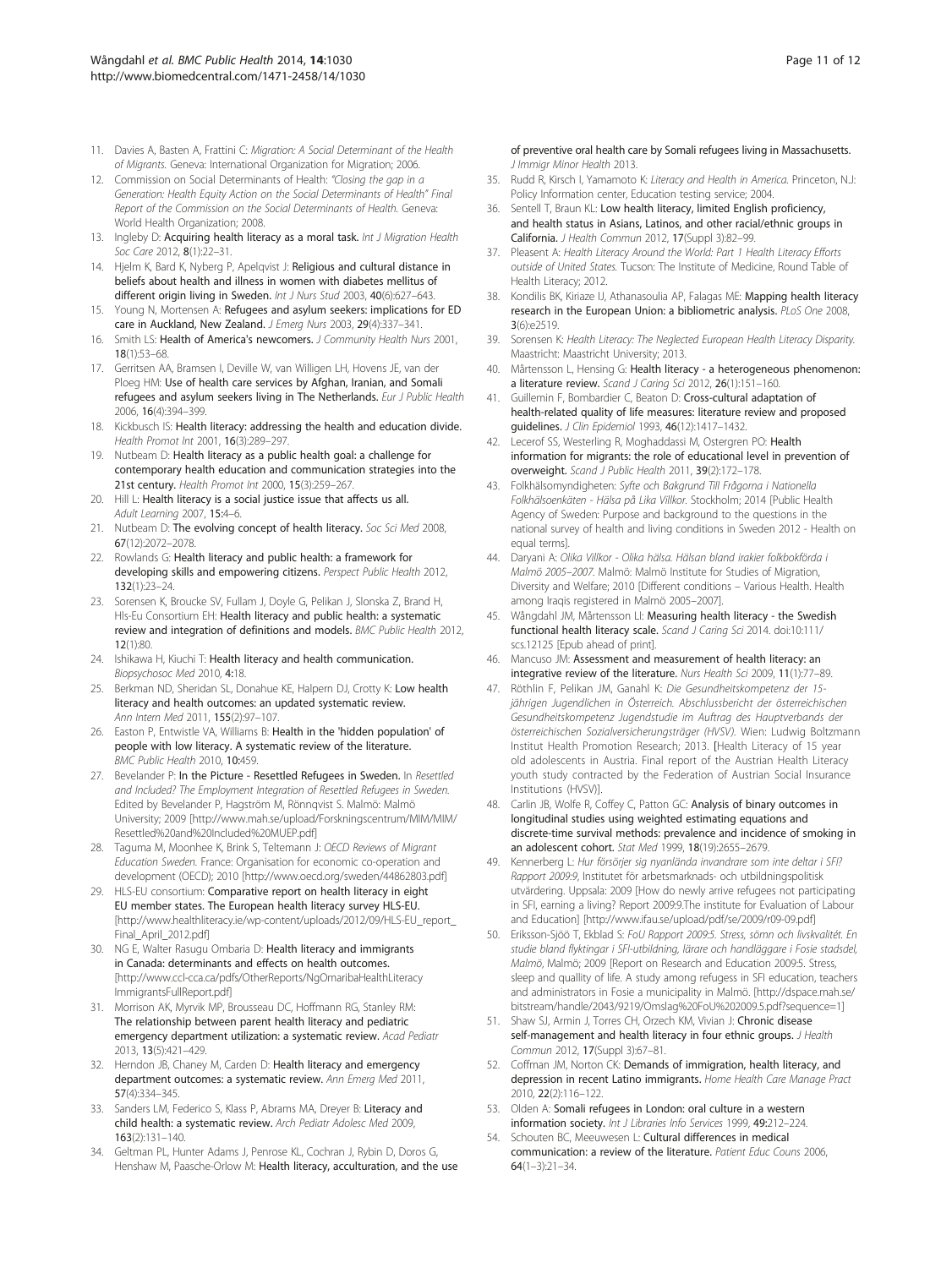11. Davies A, Basten A, Frattini C: *Migration: A Social Determinant of the Health of Migrants.* Geneva: International Organization for Migration; 2006.
12. Commission on Social Determinants of Health: *"Closing the gap in a Generation: Health Equity Action on the Social Determinants of Health" Final Report of the Commission on the Social Determinants of Health.* Geneva: World Health Organization; 2008.
13. Ingleby D: **Acquiring health literacy as a moral task.** *Int J Migration Health Soc Care* 2012, **8**(1):22–31.
14. Hjelm K, Bard K, Nyberg P, Apelqvist J: **Religious and cultural distance in beliefs about health and illness in women with diabetes mellitus of different origin living in Sweden.** *Int J Nurs Stud* 2003, **40**(6):627–643.
15. Young N, Mortensen A: **Refugees and asylum seekers: implications for ED care in Auckland, New Zealand.** *J Emerg Nurs* 2003, **29**(4):337–341.
16. Smith LS: **Health of America's newcomers.** *J Community Health Nurs* 2001, **18**(1):53–68.
17. Gerritsen AA, Bramsen I, Deville W, van Willigen LH, Hovens JE, van der Ploeg HM: **Use of health care services by Afghan, Iranian, and Somali refugees and asylum seekers living in The Netherlands.** *Eur J Public Health* 2006, **16**(4):394–399.
18. Kickbusch IS: **Health literacy: addressing the health and education divide.** *Health Promot Int* 2001, **16**(3):289–297.
19. Nutbeam D: **Health literacy as a public health goal: a challenge for contemporary health education and communication strategies into the 21st century.** *Health Promot Int* 2000, **15**(3):259–267.
20. Hill L: **Health literacy is a social justice issue that affects us all.** *Adult Learning* 2007, **15**:4–6.
21. Nutbeam D: **The evolving concept of health literacy.** *Soc Sci Med* 2008, **67**(12):2072–2078.
22. Rowlands G: **Health literacy and public health: a framework for developing skills and empowering citizens.** *Perspect Public Health* 2012, **132**(1):23–24.
23. Sorensen K, Broucke SV, Fullam J, Doyle G, Pelikan J, Slonska Z, Brand H, Hls-Eu Consortium EH: **Health literacy and public health: a systematic review and integration of definitions and models.** *BMC Public Health* 2012, **12**(1):80.
24. Ishikawa H, Kiuchi T: **Health literacy and health communication.** *Biopsychosoc Med* 2010, **4**:18.
25. Berkman ND, Sheridan SL, Donahue KE, Halpern DJ, Crotty K: **Low health literacy and health outcomes: an updated systematic review.** *Ann Intern Med* 2011, **155**(2):97–107.
26. Easton P, Entwistle VA, Williams B: **Health in the 'hidden population' of people with low literacy. A systematic review of the literature.** *BMC Public Health* 2010, **10**:459.
27. Bevelander P: **In the Picture - Resettled Refugees in Sweden.** In *Resettled and Included? The Employment Integration of Resettled Refugees in Sweden.* Edited by Bevelander P, Hagström M, Rönnqvist S. Malmö: Malmö University; 2009 [http://www.mah.se/upload/Forskningscentrum/MIM/MIM/Resettled%20and%20Included%20MUEP.pdf]
28. Taguma M, Moonhee K, Brink S, Teltemann J: *OECD Reviews of Migrant Education Sweden.* France: Organisation for economic co-operation and development (OECD); 2010 [http://www.oecd.org/sweden/44862803.pdf]
29. HLS-EU consortium: **Comparative report on health literacy in eight EU member states. The European health literacy survey HLS-EU.** [http://www.healthliteracy.ie/wp-content/uploads/2012/09/HLS-EU_report_Final_April_2012.pdf]
30. NG E, Walter Rasugu Ombaria D: **Health literacy and immigrants in Canada: determinants and effects on health outcomes.** [http://www.ccl-cca.ca/pdfs/OtherReports/NgOmaribaHealthLiteracyImmigrantsFullReport.pdf]
31. Morrison AK, Myrvik MP, Brousseau DC, Hoffmann RG, Stanley RM: **The relationship between parent health literacy and pediatric emergency department utilization: a systematic review.** *Acad Pediatr* 2013, **13**(5):421–429.
32. Herndon JB, Chaney M, Carden D: **Health literacy and emergency department outcomes: a systematic review.** *Ann Emerg Med* 2011, **57**(4):334–345.
33. Sanders LM, Federico S, Klass P, Abrams MA, Dreyer B: **Literacy and child health: a systematic review.** *Arch Pediatr Adolesc Med* 2009, **163**(2):131–140.
34. Geltman PL, Hunter Adams J, Penrose KL, Cochran J, Rybin D, Doros G, Henshaw M, Paasche-Orlow M: **Health literacy, acculturation, and the use of preventive oral health care by Somali refugees living in Massachusetts.** *J Immigr Minor Health* 2013.
35. Rudd R, Kirsch I, Yamamoto K: *Literacy and Health in America.* Princeton, N.J: Policy Information center, Education testing service; 2004.
36. Sentell T, Braun KL: **Low health literacy, limited English proficiency, and health status in Asians, Latinos, and other racial/ethnic groups in California.** *J Health Commun* 2012, **17**(Suppl 3):82–99.
37. Pleasent A: *Health Literacy Around the World: Part 1 Health Literacy Efforts outside of United States.* Tucson: The Institute of Medicine, Round Table of Health Literacy; 2012.
38. Kondilis BK, Kiriaze IJ, Athanasoulia AP, Falagas ME: **Mapping health literacy research in the European Union: a bibliometric analysis.** *PLoS One* 2008, **3**(6):e2519.
39. Sorensen K: *Health Literacy: The Neglected European Health Literacy Disparity.* Maastricht: Maastricht University; 2013.
40. Mårtensson L, Hensing G: **Health literacy - a heterogeneous phenomenon: a literature review.** *Scand J Caring Sci* 2012, **26**(1):151–160.
41. Guillemin F, Bombardier C, Beaton D: **Cross-cultural adaptation of health-related quality of life measures: literature review and proposed guidelines.** *J Clin Epidemiol* 1993, **46**(12):1417–1432.
42. Lecerof SS, Westerling R, Moghaddassi M, Ostergren PO: **Health information for migrants: the role of educational level in prevention of overweight.** *Scand J Public Health* 2011, **39**(2):172–178.
43. Folkhälsomyndigheten: *Syfte och Bakgrund Till Frågorna i Nationella Folkhälsoenkäten - Hälsa på Lika Villkor.* Stockholm; 2014 [Public Health Agency of Sweden: Purpose and background to the questions in the national survey of health and living conditions in Sweden 2012 - Health on equal terms].
44. Daryani A: *Olika Villkor - Olika hälsa. Hälsan bland irakier folkbokförda i Malmö 2005–2007.* Malmö: Malmö Institute for Studies of Migration, Diversity and Welfare; 2010 [Different conditions – Various Health. Health among Iraqis registered in Malmö 2005–2007].
45. Wångdahl JM, Mårtensson LI: **Measuring health literacy - the Swedish functional health literacy scale.** *Scand J Caring Sci* 2014. doi:10:111/scs.12125 [Epub ahead of print].
46. Mancuso JM: **Assessment and measurement of health literacy: an integrative review of the literature.** *Nurs Health Sci* 2009, **11**(1):77–89.
47. Röthlin F, Pelikan JM, Ganahl K: *Die Gesundheitskompetenz der 15-jährigen Jugendlichen in Österreich. Abschlussbericht der österreichischen Gesundheitskompetenz Jugendstudie im Auftrag des Hauptverbands der österreichischen Sozialversicherungsträger (HVSV).* Wien: Ludwig Boltzmann Institut Health Promotion Research; 2013. [Health Literacy of 15 year old adolescents in Austria. Final report of the Austrian Health Literacy youth study contracted by the Federation of Austrian Social Insurance Institutions (HVSV)].
48. Carlin JB, Wolfe R, Coffey C, Patton GC: **Analysis of binary outcomes in longitudinal studies using weighted estimating equations and discrete-time survival methods: prevalence and incidence of smoking in an adolescent cohort.** *Stat Med* 1999, **18**(19):2655–2679.
49. Kennerberg L: *Hur försörjer sig nyanlända invandrare som inte deltar i SFI? Rapport 2009:9*, Institutet för arbetsmarknads- och utbildningspolitisk utvärdering. Uppsala: 2009 [How do newly arrive refugees not participating in SFI, earning a living? Report 2009:9.The institute for Evaluation of Labour and Education] [http://www.ifau.se/upload/pdf/se/2009/r09-09.pdf]
50. Eriksson-Sjöö T, Ekblad S: *FoU Rapport 2009:5. Stress, sömn och livskvalitét. En studie bland flyktingar i SFI-utbildning, lärare och handläggare i Fosie stadsdel, Malmö*, Malmö; 2009 [Report on Research and Education 2009:5. Stress, sleep and quallity of life. A study among refugess in SFI education, teachers and administrators in Fosie a municipality in Malmö. [http://dspace.mah.se/bitstream/handle/2043/9219/Omslag%20FoU%202009.5.pdf?sequence=1]
51. Shaw SJ, Armin J, Torres CH, Orzech KM, Vivian J: **Chronic disease self-management and health literacy in four ethnic groups.** *J Health Commun* 2012, **17**(Suppl 3):67–81.
52. Coffman JM, Norton CK: **Demands of immigration, health literacy, and depression in recent Latino immigrants.** *Home Health Care Manage Pract* 2010, **22**(2):116–122.
53. Olden A: **Somali refugees in London: oral culture in a western information society.** *Int J Libraries Info Services* 1999, **49**:212–224.
54. Schouten BC, Meeuwesen L: **Cultural differences in medical communication: a review of the literature.** *Patient Educ Couns* 2006, **64**(1–3):21–34.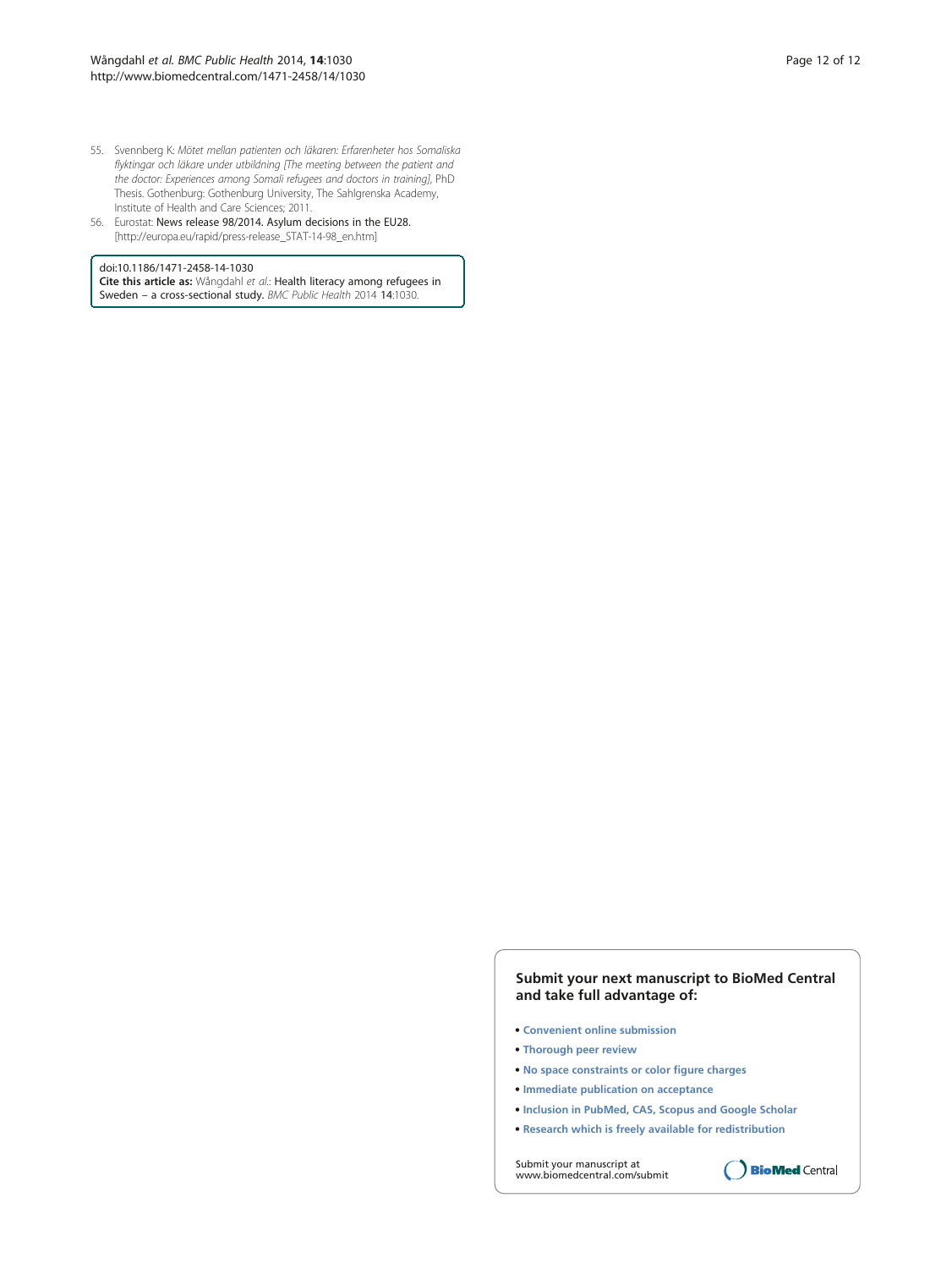55. Svennberg K: *Mötet mellan patienten och läkaren: Erfarenheter hos Somaliska flyktingar och läkare under utbildning [The meeting between the patient and the doctor: Experiences among Somali refugees and doctors in training]*, PhD Thesis. Gothenburg: Gothenburg University, The Sahlgrenska Academy, Institute of Health and Care Sciences; 2011.
56. Eurostat: News release 98/2014. Asylum decisions in the EU28. [http://europa.eu/rapid/press-release_STAT-14-98_en.htm]

doi:10.1186/1471-2458-14-1030
**Cite this article as:** Wångdahl *et al.*: Health literacy among refugees in Sweden – a cross-sectional study. *BMC Public Health* 2014 **14**:1030.

**Submit your next manuscript to BioMed Central and take full advantage of:**

- **Convenient online submission**
- **Thorough peer review**
- **No space constraints or color figure charges**
- **Immediate publication on acceptance**
- **Inclusion in PubMed, CAS, Scopus and Google Scholar**
- **Research which is freely available for redistribution**

Submit your manuscript at
www.biomedcentral.com/submit

BioMed Central